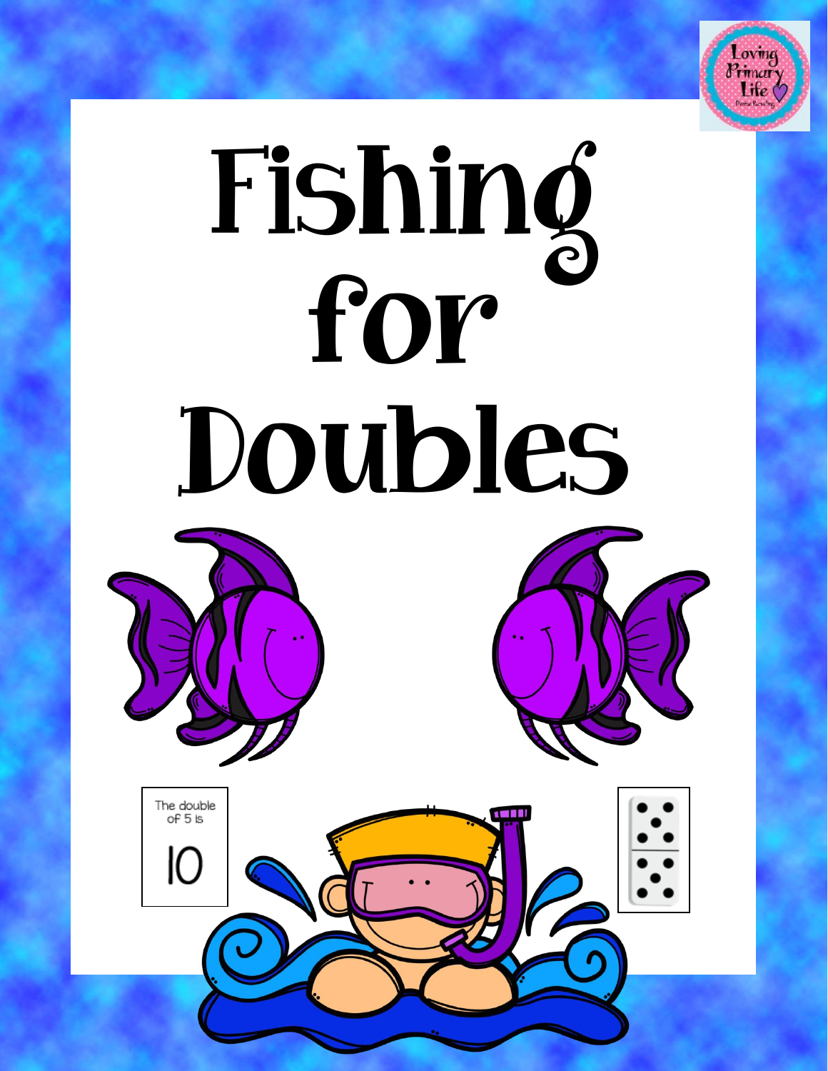Loving Primary Life

# Fishing for Doubles

The double of 5 is

10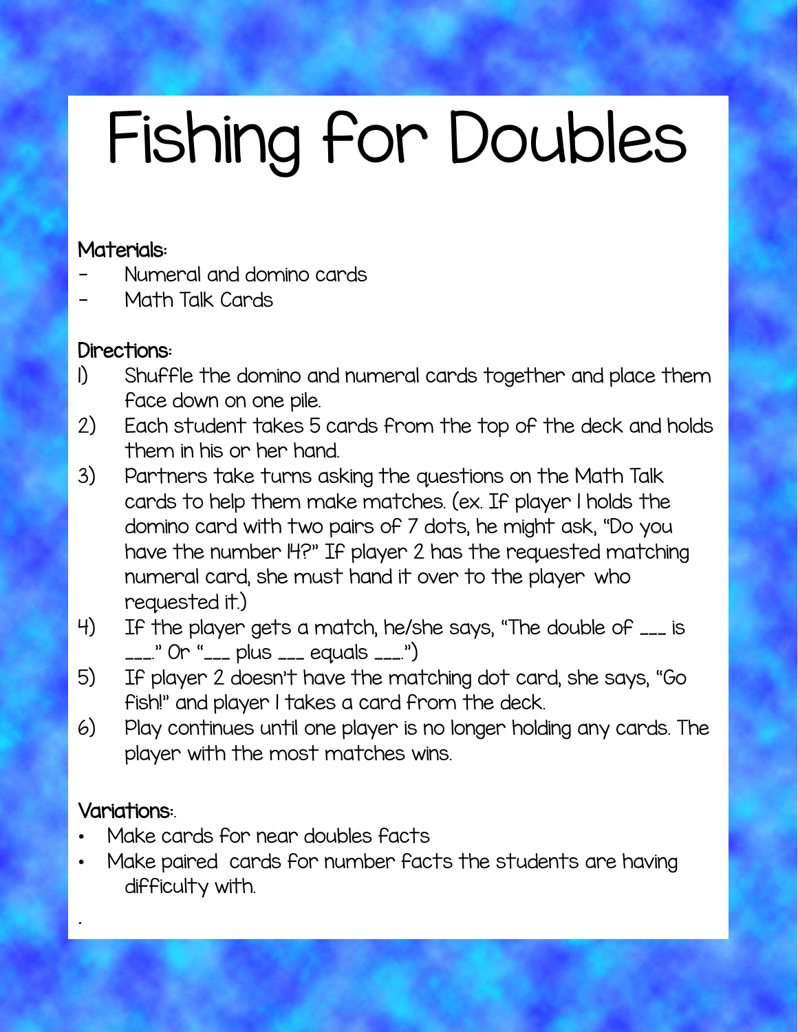# Fishing for Doubles

**Materials:**

- Numeral and domino cards
- Math Talk Cards

**Directions:**

1) Shuffle the domino and numeral cards together and place them face down on one pile.
2) Each student takes 5 cards from the top of the deck and holds them in his or her hand.
3) Partners take turns asking the questions on the Math Talk cards to help them make matches. (ex. If player 1 holds the domino card with two pairs of 7 dots, he might ask, "Do you have the number 14?" If player 2 has the requested matching numeral card, she must hand it over to the player who requested it.)
4) If the player gets a match, he/she says, "The double of ___ is ___." Or "___ plus ___ equals ___.")
5) If player 2 doesn't have the matching dot card, she says, "Go fish!" and player 1 takes a card from the deck.
6) Play continues until one player is no longer holding any cards. The player with the most matches wins.

**Variations:**

- Make cards for near doubles facts
- Make paired cards for number facts the students are having difficulty with.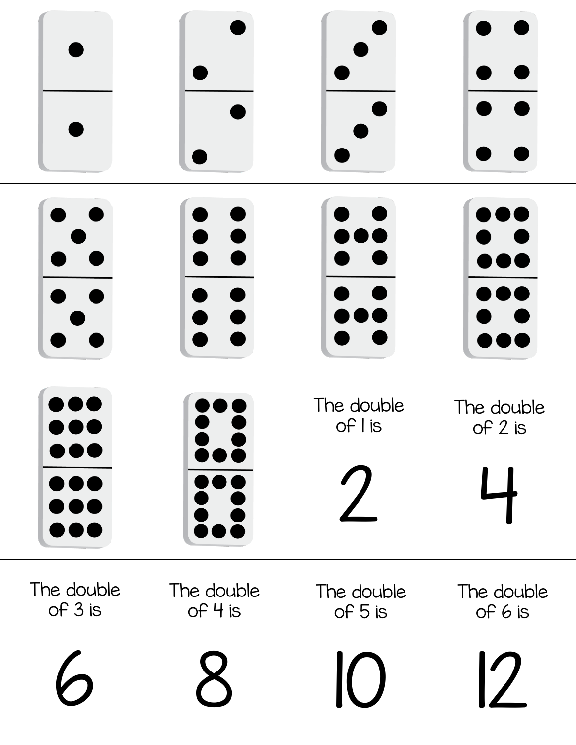The double of 1 is

2

The double of 2 is

4

The double of 3 is

6

The double of 4 is

8

The double of 5 is

10

The double of 6 is

12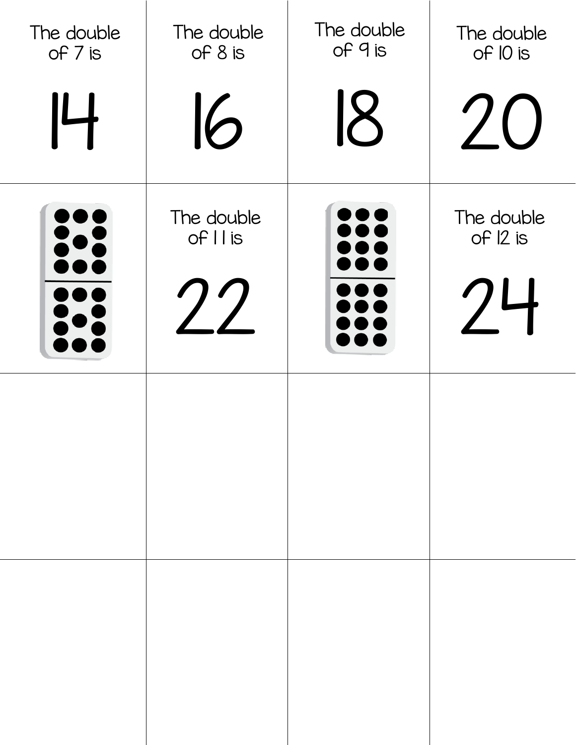| | | | |
|---|---|---|---|
| The double of 7 is<br><br>14 | The double of 8 is<br><br>16 | The double of 9 is<br><br>18 | The double of 10 is<br><br>20 |
| | The double of 11 is<br><br>22 | | The double of 12 is<br><br>24 |
| | | | |
| | | | |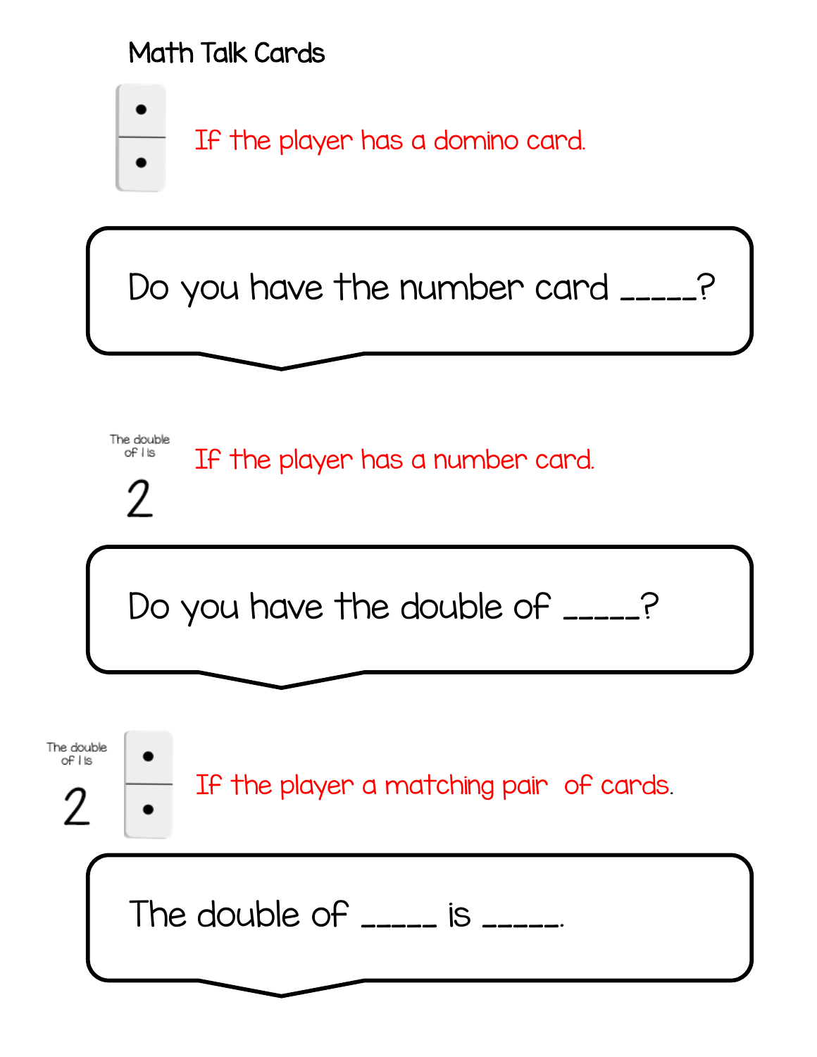# Math Talk Cards

If the player has a domino card.

Do you have the number card _____?

The double of 1 is

2

If the player has a number card.

Do you have the double of _____?

The double of 1 is

2

If the player a matching pair of cards.

The double of _____ is _____.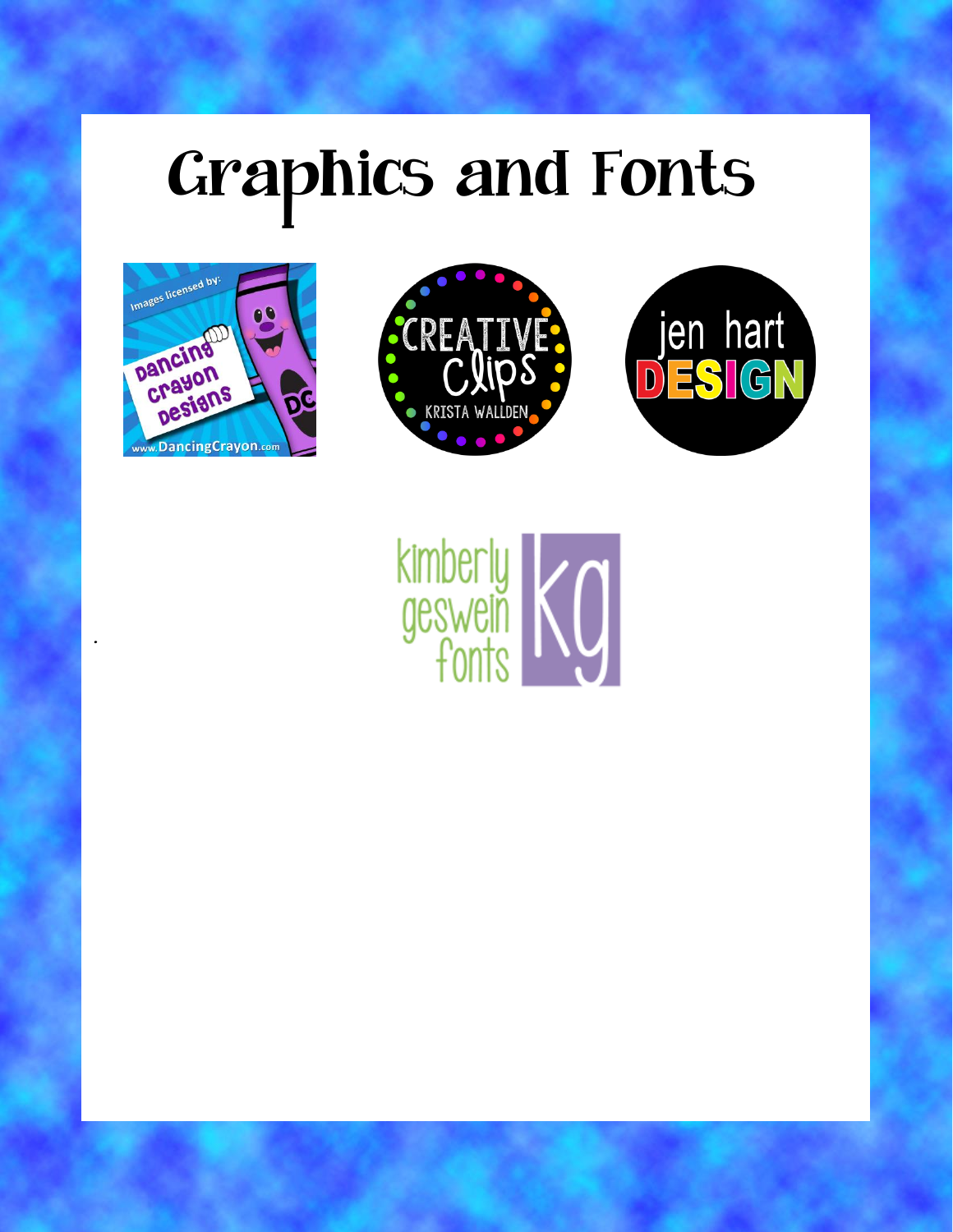# Graphics and Fonts